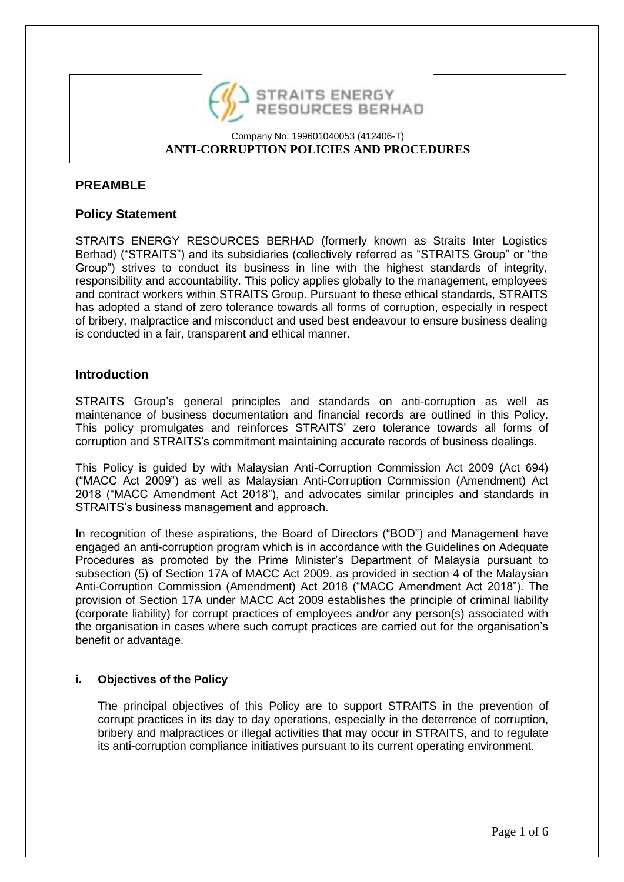STRAITS ENERGY RESOURCES BERHAD

Company No: 199601040053 (412406-T)

**ANTI-CORRUPTION POLICIES AND PROCEDURES**

## PREAMBLE

### Policy Statement

STRAITS ENERGY RESOURCES BERHAD (formerly known as Straits Inter Logistics Berhad) ("STRAITS") and its subsidiaries (collectively referred as "STRAITS Group" or "the Group") strives to conduct its business in line with the highest standards of integrity, responsibility and accountability. This policy applies globally to the management, employees and contract workers within STRAITS Group. Pursuant to these ethical standards, STRAITS has adopted a stand of zero tolerance towards all forms of corruption, especially in respect of bribery, malpractice and misconduct and used best endeavour to ensure business dealing is conducted in a fair, transparent and ethical manner.

### Introduction

STRAITS Group's general principles and standards on anti-corruption as well as maintenance of business documentation and financial records are outlined in this Policy. This policy promulgates and reinforces STRAITS' zero tolerance towards all forms of corruption and STRAITS's commitment maintaining accurate records of business dealings.

This Policy is guided by with Malaysian Anti-Corruption Commission Act 2009 (Act 694) ("MACC Act 2009") as well as Malaysian Anti-Corruption Commission (Amendment) Act 2018 ("MACC Amendment Act 2018"), and advocates similar principles and standards in STRAITS's business management and approach.

In recognition of these aspirations, the Board of Directors ("BOD") and Management have engaged an anti-corruption program which is in accordance with the Guidelines on Adequate Procedures as promoted by the Prime Minister's Department of Malaysia pursuant to subsection (5) of Section 17A of MACC Act 2009, as provided in section 4 of the Malaysian Anti-Corruption Commission (Amendment) Act 2018 ("MACC Amendment Act 2018"). The provision of Section 17A under MACC Act 2009 establishes the principle of criminal liability (corporate liability) for corrupt practices of employees and/or any person(s) associated with the organisation in cases where such corrupt practices are carried out for the organisation's benefit or advantage.

#### i. Objectives of the Policy

The principal objectives of this Policy are to support STRAITS in the prevention of corrupt practices in its day to day operations, especially in the deterrence of corruption, bribery and malpractices or illegal activities that may occur in STRAITS, and to regulate its anti-corruption compliance initiatives pursuant to its current operating environment.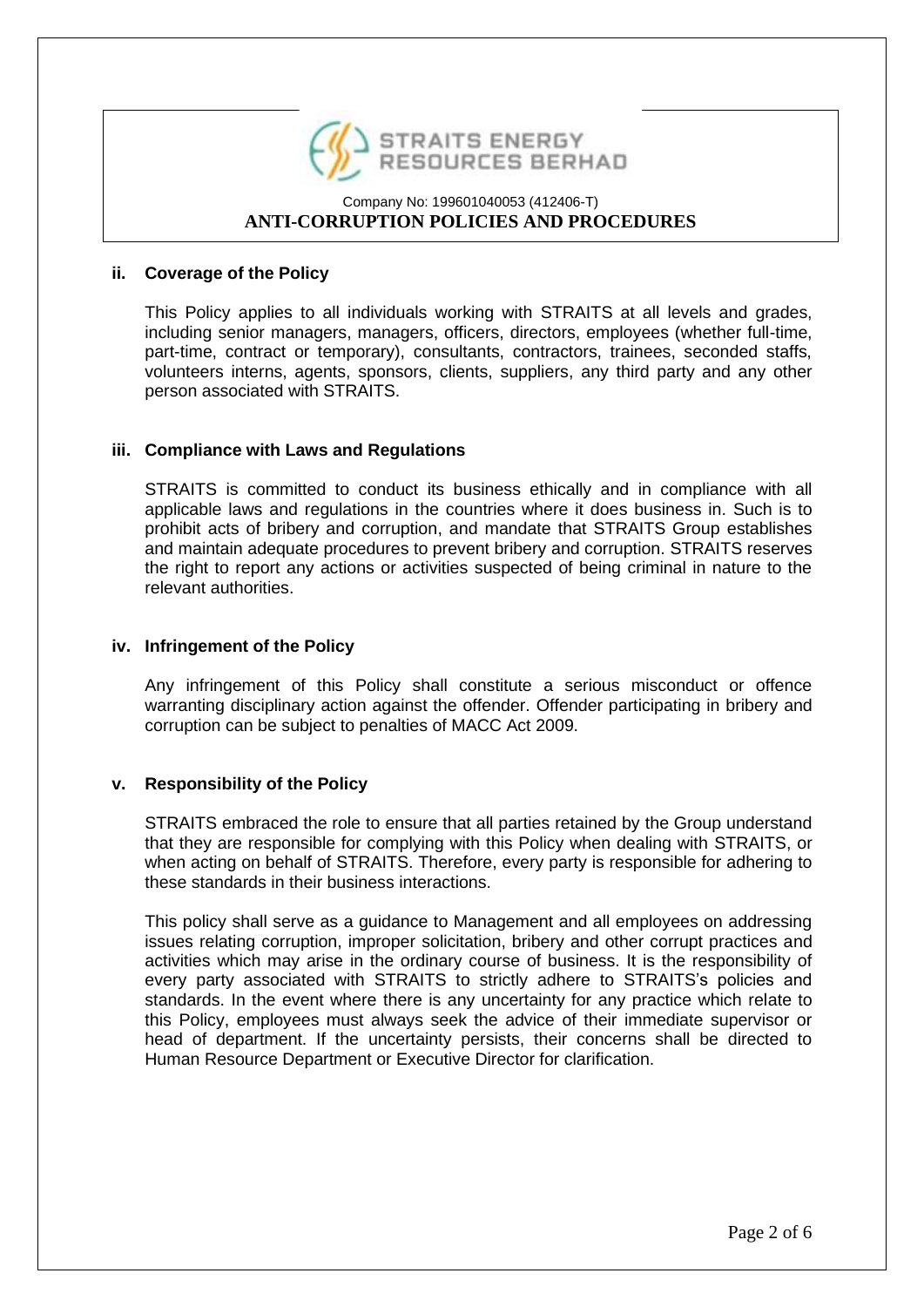**ii. Coverage of the Policy**

This Policy applies to all individuals working with STRAITS at all levels and grades, including senior managers, managers, officers, directors, employees (whether full-time, part-time, contract or temporary), consultants, contractors, trainees, seconded staffs, volunteers interns, agents, sponsors, clients, suppliers, any third party and any other person associated with STRAITS.

**iii. Compliance with Laws and Regulations**

STRAITS is committed to conduct its business ethically and in compliance with all applicable laws and regulations in the countries where it does business in. Such is to prohibit acts of bribery and corruption, and mandate that STRAITS Group establishes and maintain adequate procedures to prevent bribery and corruption. STRAITS reserves the right to report any actions or activities suspected of being criminal in nature to the relevant authorities.

**iv. Infringement of the Policy**

Any infringement of this Policy shall constitute a serious misconduct or offence warranting disciplinary action against the offender. Offender participating in bribery and corruption can be subject to penalties of MACC Act 2009.

**v. Responsibility of the Policy**

STRAITS embraced the role to ensure that all parties retained by the Group understand that they are responsible for complying with this Policy when dealing with STRAITS, or when acting on behalf of STRAITS. Therefore, every party is responsible for adhering to these standards in their business interactions.

This policy shall serve as a guidance to Management and all employees on addressing issues relating corruption, improper solicitation, bribery and other corrupt practices and activities which may arise in the ordinary course of business. It is the responsibility of every party associated with STRAITS to strictly adhere to STRAITS's policies and standards. In the event where there is any uncertainty for any practice which relate to this Policy, employees must always seek the advice of their immediate supervisor or head of department. If the uncertainty persists, their concerns shall be directed to Human Resource Department or Executive Director for clarification.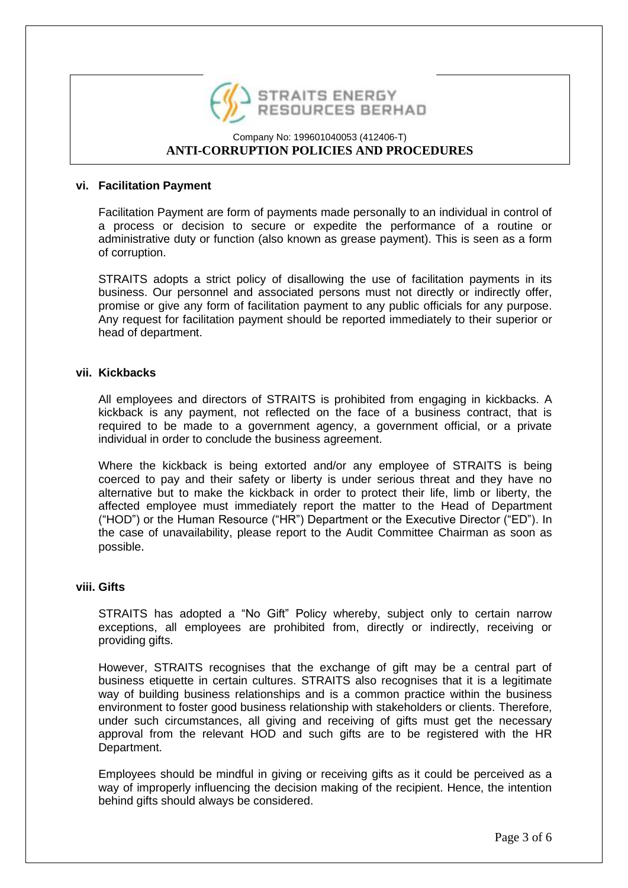### vi. Facilitation Payment

Facilitation Payment are form of payments made personally to an individual in control of a process or decision to secure or expedite the performance of a routine or administrative duty or function (also known as grease payment). This is seen as a form of corruption.

STRAITS adopts a strict policy of disallowing the use of facilitation payments in its business. Our personnel and associated persons must not directly or indirectly offer, promise or give any form of facilitation payment to any public officials for any purpose. Any request for facilitation payment should be reported immediately to their superior or head of department.

### vii. Kickbacks

All employees and directors of STRAITS is prohibited from engaging in kickbacks. A kickback is any payment, not reflected on the face of a business contract, that is required to be made to a government agency, a government official, or a private individual in order to conclude the business agreement.

Where the kickback is being extorted and/or any employee of STRAITS is being coerced to pay and their safety or liberty is under serious threat and they have no alternative but to make the kickback in order to protect their life, limb or liberty, the affected employee must immediately report the matter to the Head of Department ("HOD") or the Human Resource ("HR") Department or the Executive Director ("ED"). In the case of unavailability, please report to the Audit Committee Chairman as soon as possible.

### viii. Gifts

STRAITS has adopted a "No Gift" Policy whereby, subject only to certain narrow exceptions, all employees are prohibited from, directly or indirectly, receiving or providing gifts.

However, STRAITS recognises that the exchange of gift may be a central part of business etiquette in certain cultures. STRAITS also recognises that it is a legitimate way of building business relationships and is a common practice within the business environment to foster good business relationship with stakeholders or clients. Therefore, under such circumstances, all giving and receiving of gifts must get the necessary approval from the relevant HOD and such gifts are to be registered with the HR Department.

Employees should be mindful in giving or receiving gifts as it could be perceived as a way of improperly influencing the decision making of the recipient. Hence, the intention behind gifts should always be considered.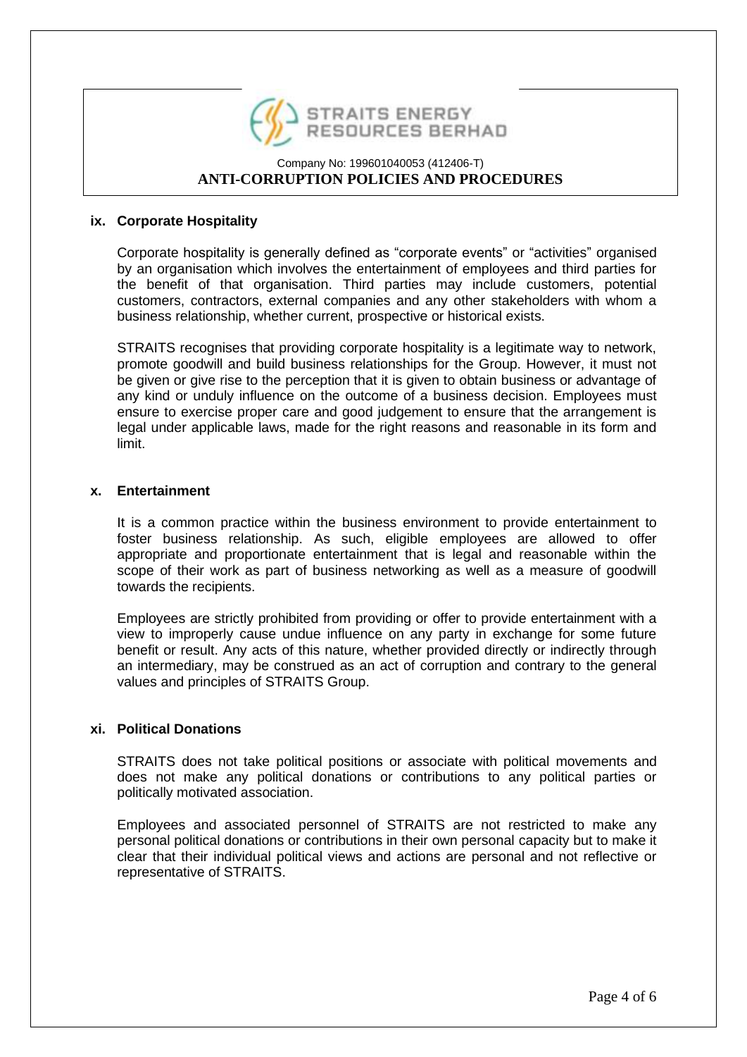### ix. Corporate Hospitality

Corporate hospitality is generally defined as "corporate events" or "activities" organised by an organisation which involves the entertainment of employees and third parties for the benefit of that organisation. Third parties may include customers, potential customers, contractors, external companies and any other stakeholders with whom a business relationship, whether current, prospective or historical exists.

STRAITS recognises that providing corporate hospitality is a legitimate way to network, promote goodwill and build business relationships for the Group. However, it must not be given or give rise to the perception that it is given to obtain business or advantage of any kind or unduly influence on the outcome of a business decision. Employees must ensure to exercise proper care and good judgement to ensure that the arrangement is legal under applicable laws, made for the right reasons and reasonable in its form and limit.

### x. Entertainment

It is a common practice within the business environment to provide entertainment to foster business relationship. As such, eligible employees are allowed to offer appropriate and proportionate entertainment that is legal and reasonable within the scope of their work as part of business networking as well as a measure of goodwill towards the recipients.

Employees are strictly prohibited from providing or offer to provide entertainment with a view to improperly cause undue influence on any party in exchange for some future benefit or result. Any acts of this nature, whether provided directly or indirectly through an intermediary, may be construed as an act of corruption and contrary to the general values and principles of STRAITS Group.

### xi. Political Donations

STRAITS does not take political positions or associate with political movements and does not make any political donations or contributions to any political parties or politically motivated association.

Employees and associated personnel of STRAITS are not restricted to make any personal political donations or contributions in their own personal capacity but to make it clear that their individual political views and actions are personal and not reflective or representative of STRAITS.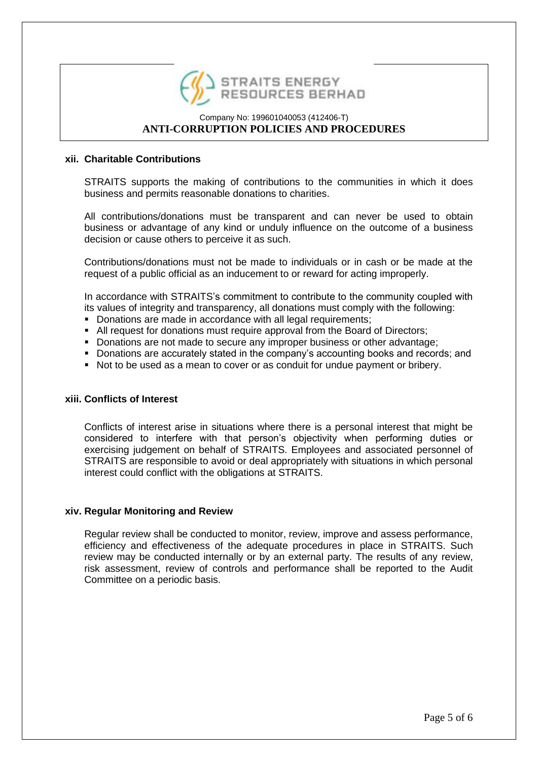### xii. Charitable Contributions

STRAITS supports the making of contributions to the communities in which it does business and permits reasonable donations to charities.

All contributions/donations must be transparent and can never be used to obtain business or advantage of any kind or unduly influence on the outcome of a business decision or cause others to perceive it as such.

Contributions/donations must not be made to individuals or in cash or be made at the request of a public official as an inducement to or reward for acting improperly.

In accordance with STRAITS's commitment to contribute to the community coupled with its values of integrity and transparency, all donations must comply with the following:

- Donations are made in accordance with all legal requirements;
- All request for donations must require approval from the Board of Directors;
- Donations are not made to secure any improper business or other advantage;
- Donations are accurately stated in the company's accounting books and records; and
- Not to be used as a mean to cover or as conduit for undue payment or bribery.

### xiii. Conflicts of Interest

Conflicts of interest arise in situations where there is a personal interest that might be considered to interfere with that person's objectivity when performing duties or exercising judgement on behalf of STRAITS. Employees and associated personnel of STRAITS are responsible to avoid or deal appropriately with situations in which personal interest could conflict with the obligations at STRAITS.

### xiv. Regular Monitoring and Review

Regular review shall be conducted to monitor, review, improve and assess performance, efficiency and effectiveness of the adequate procedures in place in STRAITS. Such review may be conducted internally or by an external party. The results of any review, risk assessment, review of controls and performance shall be reported to the Audit Committee on a periodic basis.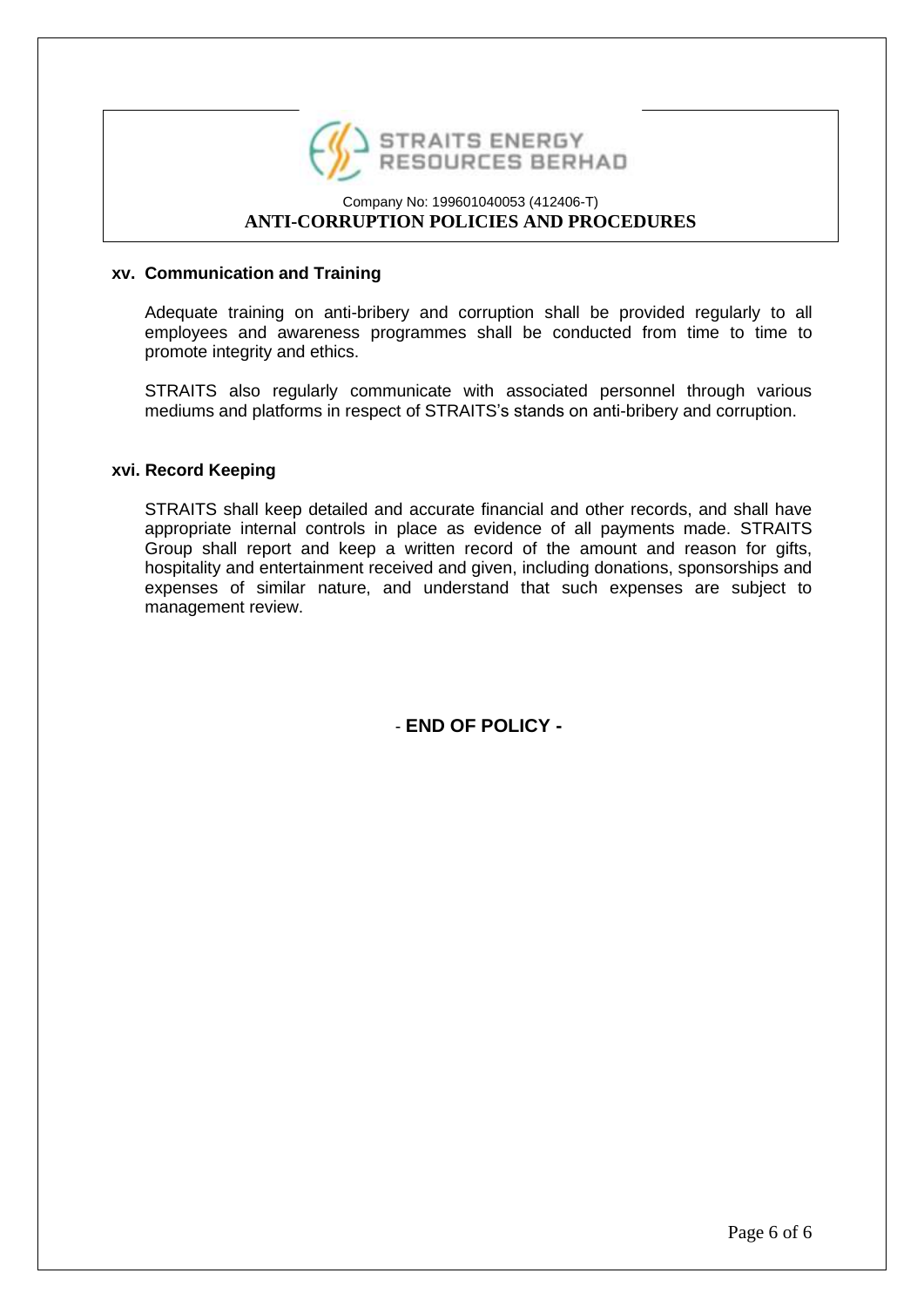### xv. Communication and Training

Adequate training on anti-bribery and corruption shall be provided regularly to all employees and awareness programmes shall be conducted from time to time to promote integrity and ethics.

STRAITS also regularly communicate with associated personnel through various mediums and platforms in respect of STRAITS's stands on anti-bribery and corruption.

### xvi. Record Keeping

STRAITS shall keep detailed and accurate financial and other records, and shall have appropriate internal controls in place as evidence of all payments made. STRAITS Group shall report and keep a written record of the amount and reason for gifts, hospitality and entertainment received and given, including donations, sponsorships and expenses of similar nature, and understand that such expenses are subject to management review.

- **END OF POLICY -**